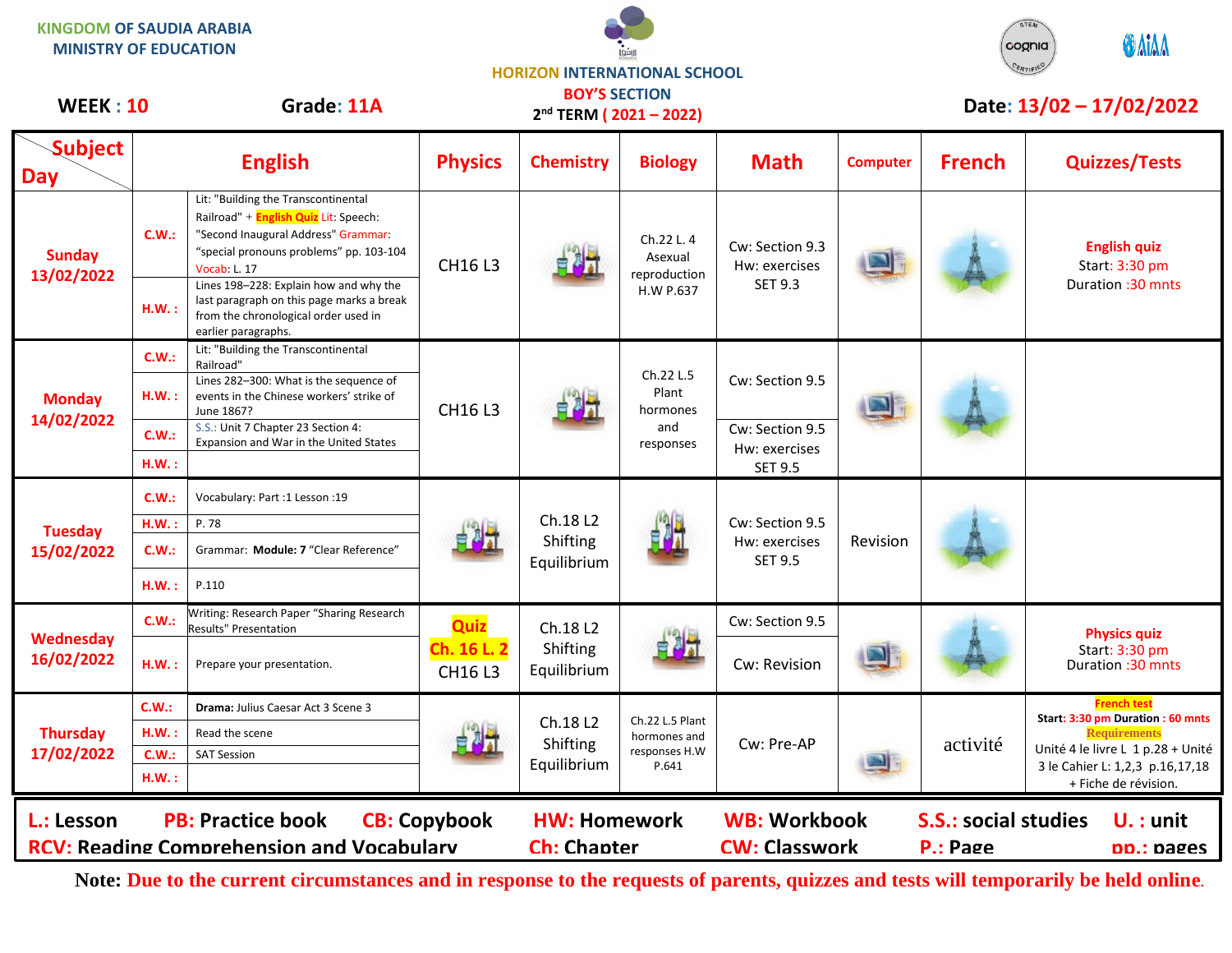KINGDOM OF SAUDIA ARABIA
MINISTRY OF EDUCATION

HORIZON INTERNATIONAL SCHOOL
BOY'S SECTION
2nd TERM ( 2021 – 2022)

**WEEK : 10** **Grade: 11A** **Date: 13/02 – 17/02/2022**

| Day \ Subject | | English | Physics | Chemistry | Biology | Math | Computer | French | Quizzes/Tests |
|---|---|---|---|---|---|---|---|---|---|
| Sunday 13/02/2022 | C.W.: | Lit: "Building the Transcontinental Railroad" + **English Quiz** Lit: Speech: "Second Inaugural Address" Grammar: "special pronouns problems" pp. 103-104 Vocab: L. 17 | CH16 L3 | | Ch.22 L. 4 Asexual reproduction H.W P.637 | Cw: Section 9.3 Hw: exercises SET 9.3 | | | **English quiz** Start: 3:30 pm Duration :30 mnts |
| | H.W.: | Lines 198–228: Explain how and why the last paragraph on this page marks a break from the chronological order used in earlier paragraphs. | | | | | | | |
| Monday 14/02/2022 | C.W.: | Lit: "Building the Transcontinental Railroad" | CH16 L3 | | Ch.22 L.5 Plant hormones and responses | Cw: Section 9.5 | | | |
| | H.W.: | Lines 282–300: What is the sequence of events in the Chinese workers' strike of June 1867? | | | | | | | |
| | C.W.: | S.S.: Unit 7 Chapter 23 Section 4: Expansion and War in the United States | | | | Cw: Section 9.5 Hw: exercises SET 9.5 | | | |
| | H.W.: | | | | | | | | |
| Tuesday 15/02/2022 | C.W.: | Vocabulary: Part :1 Lesson :19 | | Ch.18 L2 Shifting Equilibrium | | Cw: Section 9.5 Hw: exercises SET 9.5 | Revision | | |
| | H.W.: | P. 78 | | | | | | | |
| | C.W.: | Grammar: **Module: 7** "Clear Reference" | | | | | | | |
| | H.W.: | P.110 | | | | | | | |
| Wednesday 16/02/2022 | C.W.: | Writing: Research Paper "Sharing Research Results" Presentation | **Quiz Ch. 16 L. 2** CH16 L3 | Ch.18 L2 Shifting Equilibrium | | Cw: Section 9.5 | | | **Physics quiz** Start: 3:30 pm Duration :30 mnts |
| | H.W.: | Prepare your presentation. | | | | Cw: Revision | | | |
| Thursday 17/02/2022 | C.W.: | **Drama:** Julius Caesar Act 3 Scene 3 | | Ch.18 L2 Shifting Equilibrium | Ch.22 L.5 Plant hormones and responses H.W P.641 | Cw: Pre-AP | | activité | **French test** Start: 3:30 pm Duration : 60 mnts **Requirements** Unité 4 le livre L 1 p.28 + Unité 3 le Cahier L: 1,2,3 p.16,17,18 + Fiche de révision. |
| | H.W.: | Read the scene | | | | | | | |
| | C.W.: | SAT Session | | | | | | | |
| | H.W.: | | | | | | | | |

**L.:** Lesson **PB:** Practice book **CB:** Copybook **HW:** Homework **WB:** Workbook **S.S.:** social studies **U. :** unit
**RCV:** Reading Comprehension and Vocabulary **Ch:** Chapter **CW:** Classwork **P.:** Page **pp.:** pages

**Note:** Due to the current circumstances and in response to the requests of parents, quizzes and tests will temporarily be held online.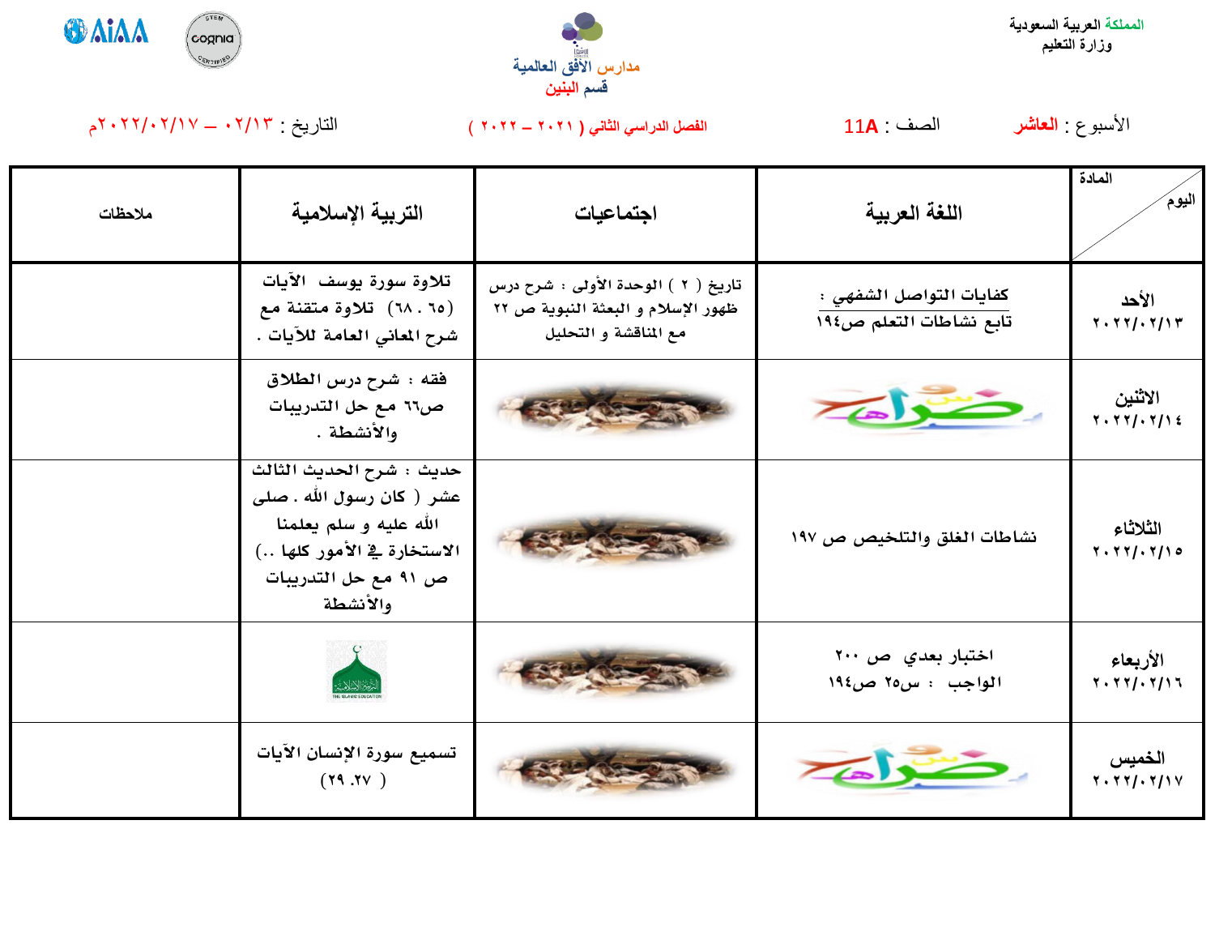المملكة العربية السعودية
وزارة التعليم

مدارس الأفق العالمية
قسم البنين

الأسبوع : العاشر　　الصف : 11A　　الفصل الدراسي الثاني ( ٢٠٢١ – ٢٠٢٢ )　　التاريخ : ٠٢/١٣ – ٢٠٢٢/٠٢/١٧م

| اليوم / المادة | اللغة العربية | اجتماعيات | التربية الإسلامية | ملاحظات |
|---|---|---|---|---|
| الأحد ٢٠٢٢/٠٢/١٣ | كفايات التواصل الشفهي : تابع نشاطات التعلم ص١٩٤ | تاريخ ( ٢ ) الوحدة الأولى : شرح درس ظهور الإسلام و البعثة النبوية ص ٢٢ مع المناقشة و التحليل | تلاوة سورة يوسف الآيات (٦٥ . ٦٨) تلاوة متقنة مع شرح المعاني العامة للآيات . | |
| الاثنين ٢٠٢٢/٠٢/١٤ | | | فقه : شرح درس الطلاق ص٦٦ مع حل التدريبات والأنشطة . | |
| الثلاثاء ٢٠٢٢/٠٢/١٥ | نشاطات الغلق والتلخيص ص ١٩٧ | | حديث : شرح الحديث الثالث عشر ( كان رسول الله . صلى الله عليه و سلم يعلمنا الاستخارة في الأمور كلها ..) ص ٩١ مع حل التدريبات والأنشطة | |
| الأربعاء ٢٠٢٢/٠٢/١٦ | اختبار بعدي ص ٢٠٠ الواجب : س٢٥ ص١٩٤ | | | |
| الخميس ٢٠٢٢/٠٢/١٧ | | | تسميع سورة الإنسان الآيات ( ٢٧. ٢٩) | |